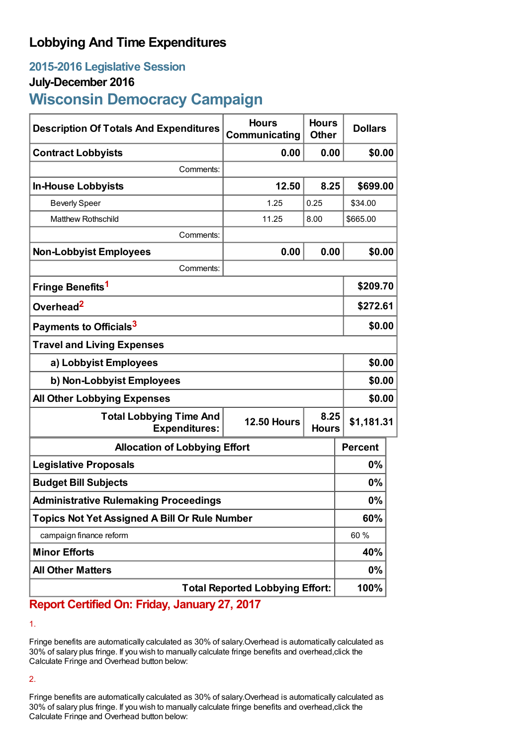# Lobbying And Time Expenditures

## 2015-2016 Legislative Session

### July-December 2016

## Wisconsin Democracy Campaign

| Description Of Totals And Expenditures | Hours Communicating | Hours Other | Dollars |
|---|---|---|---|
| **Contract Lobbyists** | **0.00** | **0.00** | **$0.00** |
| Comments: | | | |
| **In-House Lobbyists** | **12.50** | **8.25** | **$699.00** |
| Beverly Speer | 1.25 | 0.25 | $34.00 |
| Matthew Rothschild | 11.25 | 8.00 | $665.00 |
| Comments: | | | |
| **Non-Lobbyist Employees** | **0.00** | **0.00** | **$0.00** |
| Comments: | | | |
| **Fringe Benefits**[1] | | | **$209.70** |
| **Overhead**[2] | | | **$272.61** |
| **Payments to Officials**[3] | | | **$0.00** |
| **Travel and Living Expenses** | | | |
| **a) Lobbyist Employees** | | | **$0.00** |
| **b) Non-Lobbyist Employees** | | | **$0.00** |
| **All Other Lobbying Expenses** | | | **$0.00** |
| **Total Lobbying Time And Expenditures:** | **12.50 Hours** | **8.25 Hours** | **$1,181.31** |

| Allocation of Lobbying Effort | Percent |
|---|---|
| **Legislative Proposals** | **0%** |
| **Budget Bill Subjects** | **0%** |
| **Administrative Rulemaking Proceedings** | **0%** |
| **Topics Not Yet Assigned A Bill Or Rule Number** | **60%** |
| campaign finance reform | 60 % |
| **Minor Efforts** | **40%** |
| **All Other Matters** | **0%** |
| **Total Reported Lobbying Effort:** | **100%** |

**Report Certified On: Friday, January 27, 2017**

1.

Fringe benefits are automatically calculated as 30% of salary.Overhead is automatically calculated as 30% of salary plus fringe. If you wish to manually calculate fringe benefits and overhead,click the Calculate Fringe and Overhead button below:

2.

Fringe benefits are automatically calculated as 30% of salary.Overhead is automatically calculated as 30% of salary plus fringe. If you wish to manually calculate fringe benefits and overhead,click the Calculate Fringe and Overhead button below: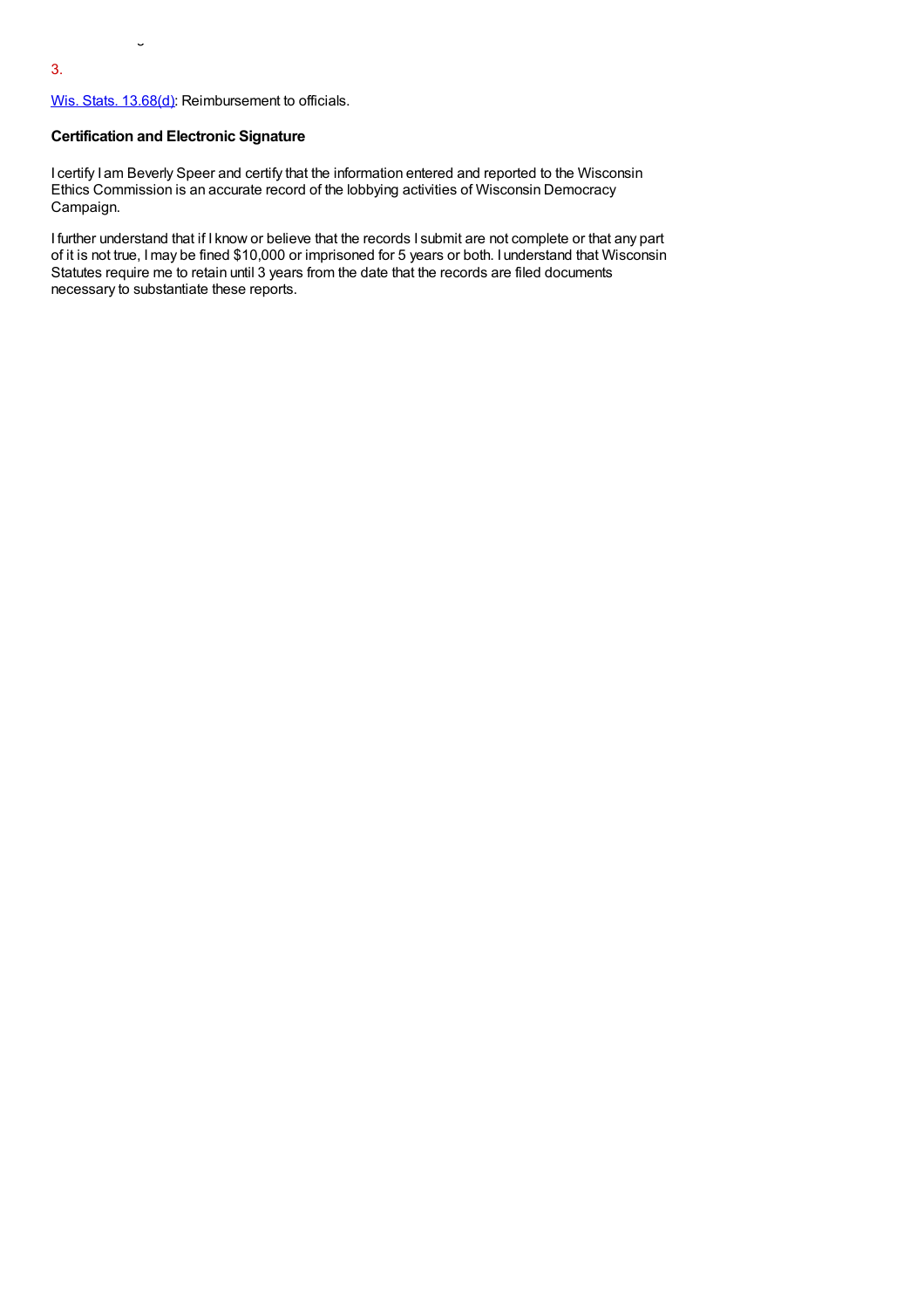3.

[Wis. Stats. 13.68(d)]: Reimbursement to officials.

**Certification and Electronic Signature**

I certify I am Beverly Speer and certify that the information entered and reported to the Wisconsin Ethics Commission is an accurate record of the lobbying activities of Wisconsin Democracy Campaign.

I further understand that if I know or believe that the records I submit are not complete or that any part of it is not true, I may be fined $10,000 or imprisoned for 5 years or both. I understand that Wisconsin Statutes require me to retain until 3 years from the date that the records are filed documents necessary to substantiate these reports.